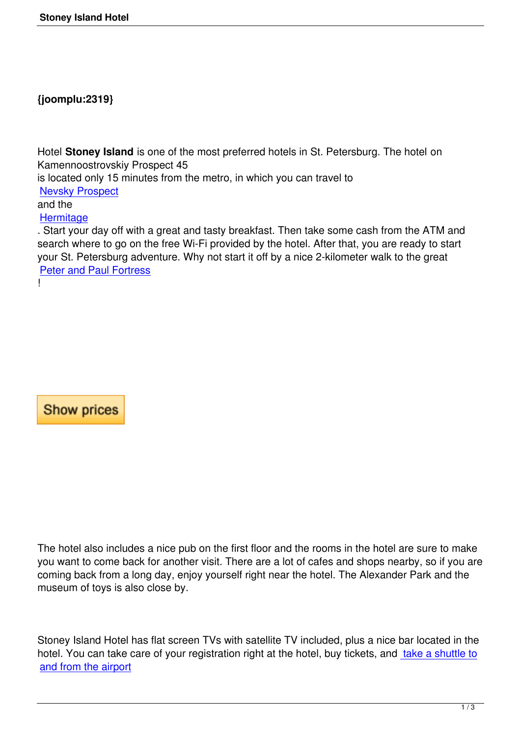{joomplu:2319}

Hotel **Stoney Island** is one of the most preferred hotels in St. Petersburg. The hotel on Kamennoostrovskiy Prospect 45 is located only 15 minutes from the metro, in which you can travel to Nevsky Prospect and the Hermitage. Start your day off with a great and tasty breakfast. Then take some cash from the ATM and search where to go on the free Wi-Fi provided by the hotel. After that, you are ready to start your St. Petersburg adventure. Why not start it off by a nice 2-kilometer walk to the great Peter and Paul Fortress!

Show prices

The hotel also includes a nice pub on the first floor and the rooms in the hotel are sure to make you want to come back for another visit. There are a lot of cafes and shops nearby, so if you are coming back from a long day, enjoy yourself right near the hotel. The Alexander Park and the museum of toys is also close by.

Stoney Island Hotel has flat screen TVs with satellite TV included, plus a nice bar located in the hotel. You can take care of your registration right at the hotel, buy tickets, and take a shuttle to and from the airport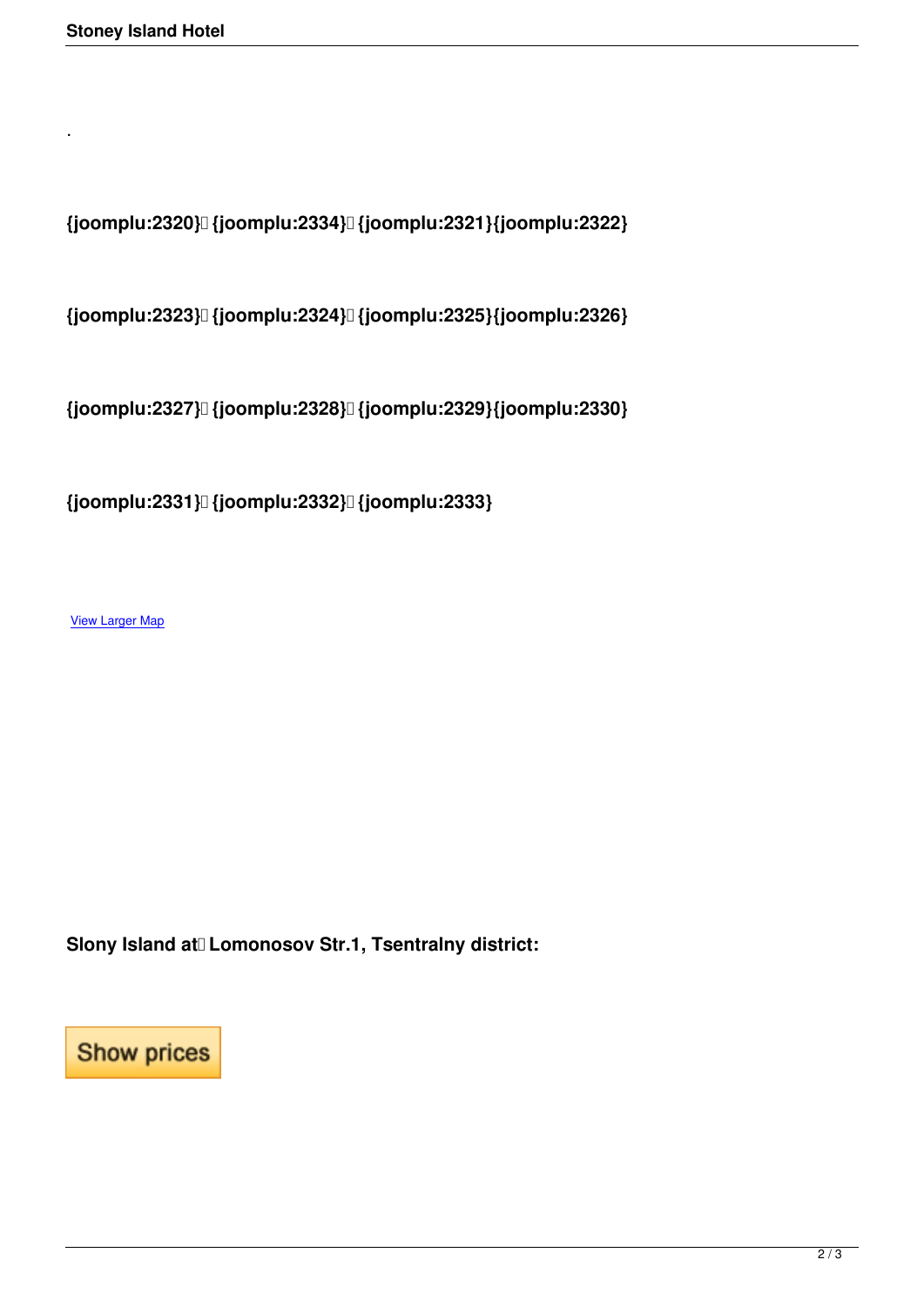.

**{joomplu:2320} {joomplu:2334} {joomplu:2321}{joomplu:2322}**

**{joomplu:2323} {joomplu:2324} {joomplu:2325}{joomplu:2326}**

**{joomplu:2327} {joomplu:2328} {joomplu:2329}{joomplu:2330}**

**{joomplu:2331} {joomplu:2332} {joomplu:2333}**

View Larger Map

**Slony Island at Lomonosov Str.1, Tsentralny district:**

Show prices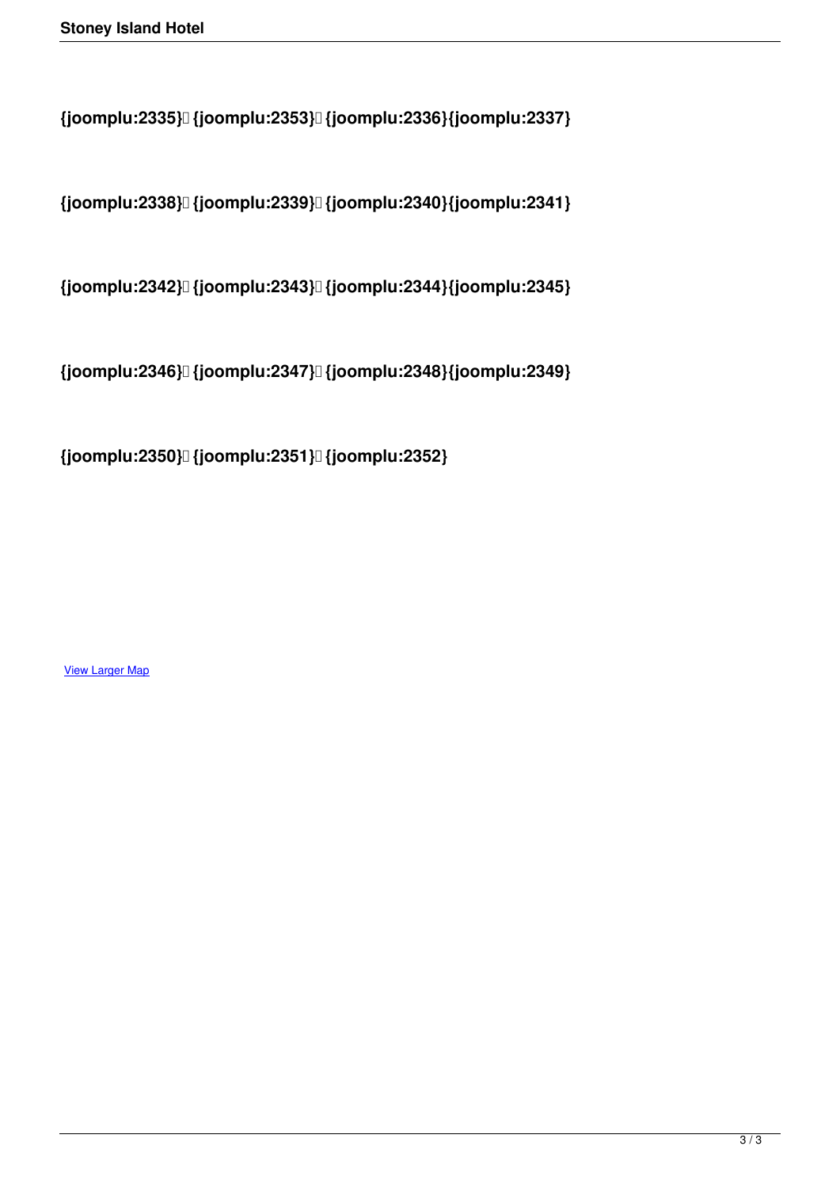**{joomplu:2335} {joomplu:2353} {joomplu:2336}{joomplu:2337}**

**{joomplu:2338} {joomplu:2339} {joomplu:2340}{joomplu:2341}**

**{joomplu:2342} {joomplu:2343} {joomplu:2344}{joomplu:2345}**

**{joomplu:2346} {joomplu:2347} {joomplu:2348}{joomplu:2349}**

**{joomplu:2350} {joomplu:2351} {joomplu:2352}**

View Larger Map